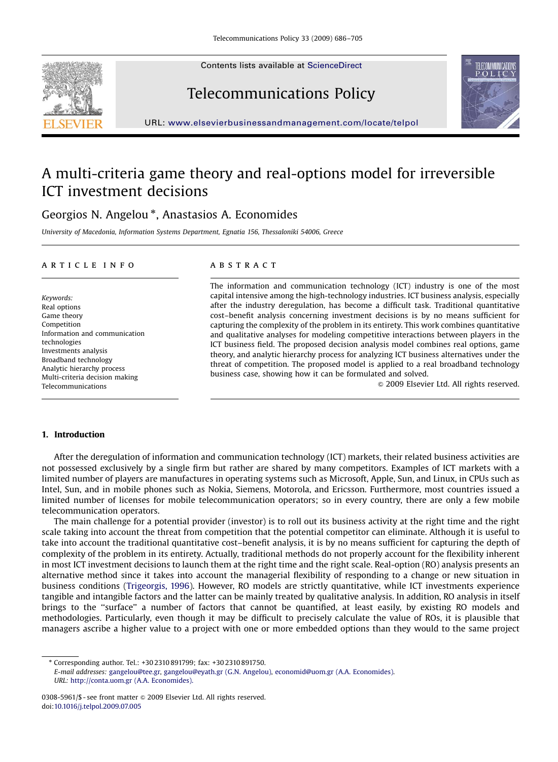Contents lists available at ScienceDirect

# Telecommunications Policy

URL: www.elsevierbusinessandmanagement.com/locate/telpol

# A multi-criteria game theory and real-options model for irreversible ICT investment decisions

Georgios N. Angelou *, Anastasios A. Economides

*University of Macedonia, Information Systems Department, Egnatia 156, Thessaloniki 54006, Greece*

## ARTICLE INFO

*Keywords:*
Real options
Game theory
Competition
Information and communication technologies
Investments analysis
Broadband technology
Analytic hierarchy process
Multi-criteria decision making
Telecommunications

## ABSTRACT

The information and communication technology (ICT) industry is one of the most capital intensive among the high-technology industries. ICT business analysis, especially after the industry deregulation, has become a difficult task. Traditional quantitative cost–benefit analysis concerning investment decisions is by no means sufficient for capturing the complexity of the problem in its entirety. This work combines quantitative and qualitative analyses for modeling competitive interactions between players in the ICT business field. The proposed decision analysis model combines real options, game theory, and analytic hierarchy process for analyzing ICT business alternatives under the threat of competition. The proposed model is applied to a real broadband technology business case, showing how it can be formulated and solved.

© 2009 Elsevier Ltd. All rights reserved.

## 1. Introduction

After the deregulation of information and communication technology (ICT) markets, their related business activities are not possessed exclusively by a single firm but rather are shared by many competitors. Examples of ICT markets with a limited number of players are manufactures in operating systems such as Microsoft, Apple, Sun, and Linux, in CPUs such as Intel, Sun, and in mobile phones such as Nokia, Siemens, Motorola, and Ericsson. Furthermore, most countries issued a limited number of licenses for mobile telecommunication operators; so in every country, there are only a few mobile telecommunication operators.

The main challenge for a potential provider (investor) is to roll out its business activity at the right time and the right scale taking into account the threat from competition that the potential competitor can eliminate. Although it is useful to take into account the traditional quantitative cost–benefit analysis, it is by no means sufficient for capturing the depth of complexity of the problem in its entirety. Actually, traditional methods do not properly account for the flexibility inherent in most ICT investment decisions to launch them at the right time and the right scale. Real-option (RO) analysis presents an alternative method since it takes into account the managerial flexibility of responding to a change or new situation in business conditions (Trigeorgis, 1996). However, RO models are strictly quantitative, while ICT investments experience tangible and intangible factors and the latter can be mainly treated by qualitative analysis. In addition, RO analysis in itself brings to the "surface" a number of factors that cannot be quantified, at least easily, by existing RO models and methodologies. Particularly, even though it may be difficult to precisely calculate the value of ROs, it is plausible that managers ascribe a higher value to a project with one or more embedded options than they would to the same project

---

* Corresponding author. Tel.: +30 2310 891799; fax: +30 2310 891750.
*E-mail addresses:* gangelou@tee.gr, gangelou@eyath.gr (G.N. Angelou), economid@uom.gr (A.A. Economides).
*URL:* http://conta.uom.gr (A.A. Economides).

0308-5961/$ - see front matter © 2009 Elsevier Ltd. All rights reserved.
doi:10.1016/j.telpol.2009.07.005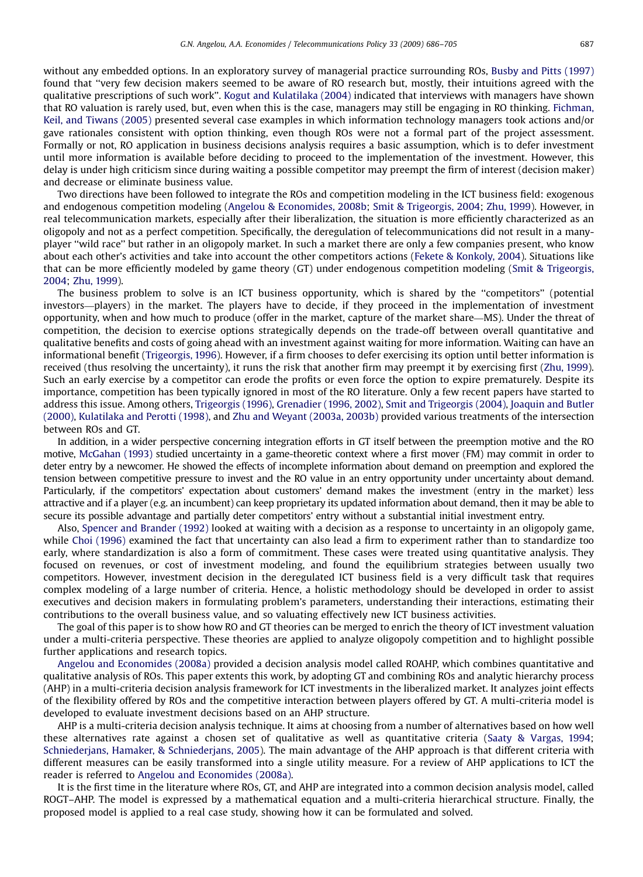without any embedded options. In an exploratory survey of managerial practice surrounding ROs, Busby and Pitts (1997) found that "very few decision makers seemed to be aware of RO research but, mostly, their intuitions agreed with the qualitative prescriptions of such work". Kogut and Kulatilaka (2004) indicated that interviews with managers have shown that RO valuation is rarely used, but, even when this is the case, managers may still be engaging in RO thinking. Fichman, Keil, and Tiwans (2005) presented several case examples in which information technology managers took actions and/or gave rationales consistent with option thinking, even though ROs were not a formal part of the project assessment. Formally or not, RO application in business decisions analysis requires a basic assumption, which is to defer investment until more information is available before deciding to proceed to the implementation of the investment. However, this delay is under high criticism since during waiting a possible competitor may preempt the firm of interest (decision maker) and decrease or eliminate business value.

Two directions have been followed to integrate the ROs and competition modeling in the ICT business field: exogenous and endogenous competition modeling (Angelou & Economides, 2008b; Smit & Trigeorgis, 2004; Zhu, 1999). However, in real telecommunication markets, especially after their liberalization, the situation is more efficiently characterized as an oligopoly and not as a perfect competition. Specifically, the deregulation of telecommunications did not result in a many-player "wild race" but rather in an oligopoly market. In such a market there are only a few companies present, who know about each other's activities and take into account the other competitors actions (Fekete & Konkoly, 2004). Situations like that can be more efficiently modeled by game theory (GT) under endogenous competition modeling (Smit & Trigeorgis, 2004; Zhu, 1999).

The business problem to solve is an ICT business opportunity, which is shared by the "competitors" (potential investors—players) in the market. The players have to decide, if they proceed in the implementation of investment opportunity, when and how much to produce (offer in the market, capture of the market share—MS). Under the threat of competition, the decision to exercise options strategically depends on the trade-off between overall quantitative and qualitative benefits and costs of going ahead with an investment against waiting for more information. Waiting can have an informational benefit (Trigeorgis, 1996). However, if a firm chooses to defer exercising its option until better information is received (thus resolving the uncertainty), it runs the risk that another firm may preempt it by exercising first (Zhu, 1999). Such an early exercise by a competitor can erode the profits or even force the option to expire prematurely. Despite its importance, competition has been typically ignored in most of the RO literature. Only a few recent papers have started to address this issue. Among others, Trigeorgis (1996), Grenadier (1996, 2002), Smit and Trigeorgis (2004), Joaquin and Butler (2000), Kulatilaka and Perotti (1998), and Zhu and Weyant (2003a, 2003b) provided various treatments of the intersection between ROs and GT.

In addition, in a wider perspective concerning integration efforts in GT itself between the preemption motive and the RO motive, McGahan (1993) studied uncertainty in a game-theoretic context where a first mover (FM) may commit in order to deter entry by a newcomer. He showed the effects of incomplete information about demand on preemption and explored the tension between competitive pressure to invest and the RO value in an entry opportunity under uncertainty about demand. Particularly, if the competitors' expectation about customers' demand makes the investment (entry in the market) less attractive and if a player (e.g. an incumbent) can keep proprietary its updated information about demand, then it may be able to secure its possible advantage and partially deter competitors' entry without a substantial initial investment entry.

Also, Spencer and Brander (1992) looked at waiting with a decision as a response to uncertainty in an oligopoly game, while Choi (1996) examined the fact that uncertainty can also lead a firm to experiment rather than to standardize too early, where standardization is also a form of commitment. These cases were treated using quantitative analysis. They focused on revenues, or cost of investment modeling, and found the equilibrium strategies between usually two competitors. However, investment decision in the deregulated ICT business field is a very difficult task that requires complex modeling of a large number of criteria. Hence, a holistic methodology should be developed in order to assist executives and decision makers in formulating problem's parameters, understanding their interactions, estimating their contributions to the overall business value, and so valuating effectively new ICT business activities.

The goal of this paper is to show how RO and GT theories can be merged to enrich the theory of ICT investment valuation under a multi-criteria perspective. These theories are applied to analyze oligopoly competition and to highlight possible further applications and research topics.

Angelou and Economides (2008a) provided a decision analysis model called ROAHP, which combines quantitative and qualitative analysis of ROs. This paper extents this work, by adopting GT and combining ROs and analytic hierarchy process (AHP) in a multi-criteria decision analysis framework for ICT investments in the liberalized market. It analyzes joint effects of the flexibility offered by ROs and the competitive interaction between players offered by GT. A multi-criteria model is developed to evaluate investment decisions based on an AHP structure.

AHP is a multi-criteria decision analysis technique. It aims at choosing from a number of alternatives based on how well these alternatives rate against a chosen set of qualitative as well as quantitative criteria (Saaty & Vargas, 1994; Schniederjans, Hamaker, & Schniederjans, 2005). The main advantage of the AHP approach is that different criteria with different measures can be easily transformed into a single utility measure. For a review of AHP applications to ICT the reader is referred to Angelou and Economides (2008a).

It is the first time in the literature where ROs, GT, and AHP are integrated into a common decision analysis model, called ROGT–AHP. The model is expressed by a mathematical equation and a multi-criteria hierarchical structure. Finally, the proposed model is applied to a real case study, showing how it can be formulated and solved.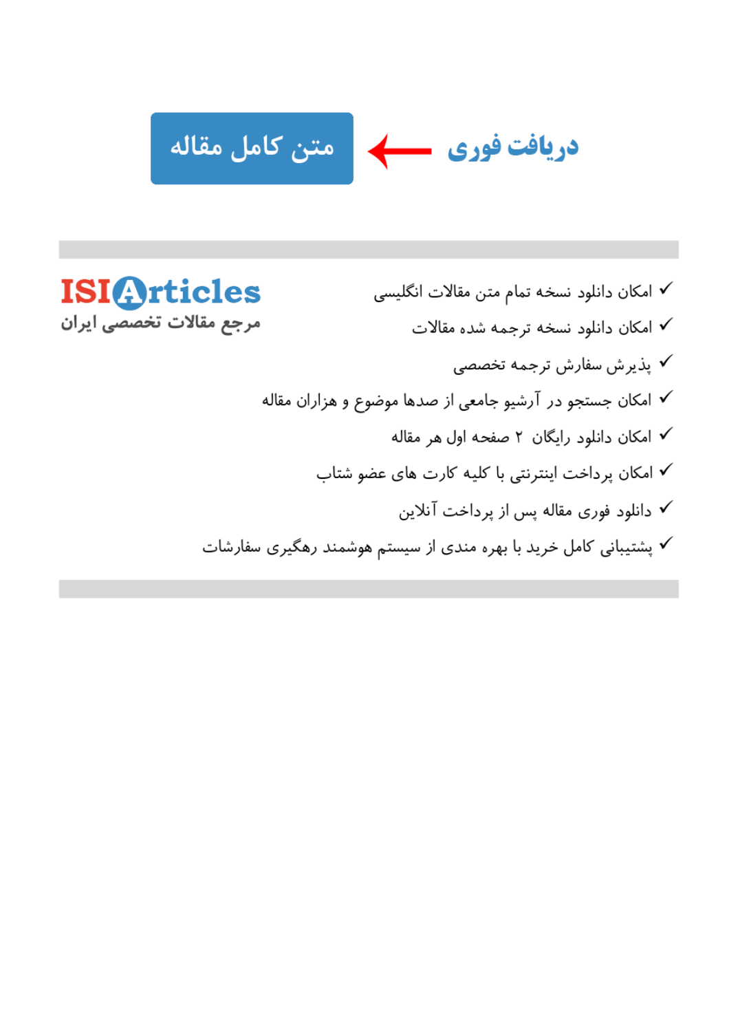دریافت فوری ← متن کامل مقاله

**ISIArticles**
مرجع مقالات تخصصی ایران

- ✓ امکان دانلود نسخه تمام متن مقالات انگلیسی
- ✓ امکان دانلود نسخه ترجمه شده مقالات
- ✓ پذیرش سفارش ترجمه تخصصی
- ✓ امکان جستجو در آرشیو جامعی از صدها موضوع و هزاران مقاله
- ✓ امکان دانلود رایگان ۲ صفحه اول هر مقاله
- ✓ امکان پرداخت اینترنتی با کلیه کارت های عضو شتاب
- ✓ دانلود فوری مقاله پس از پرداخت آنلاین
- ✓ پشتیبانی کامل خرید با بهره مندی از سیستم هوشمند رهگیری سفارشات